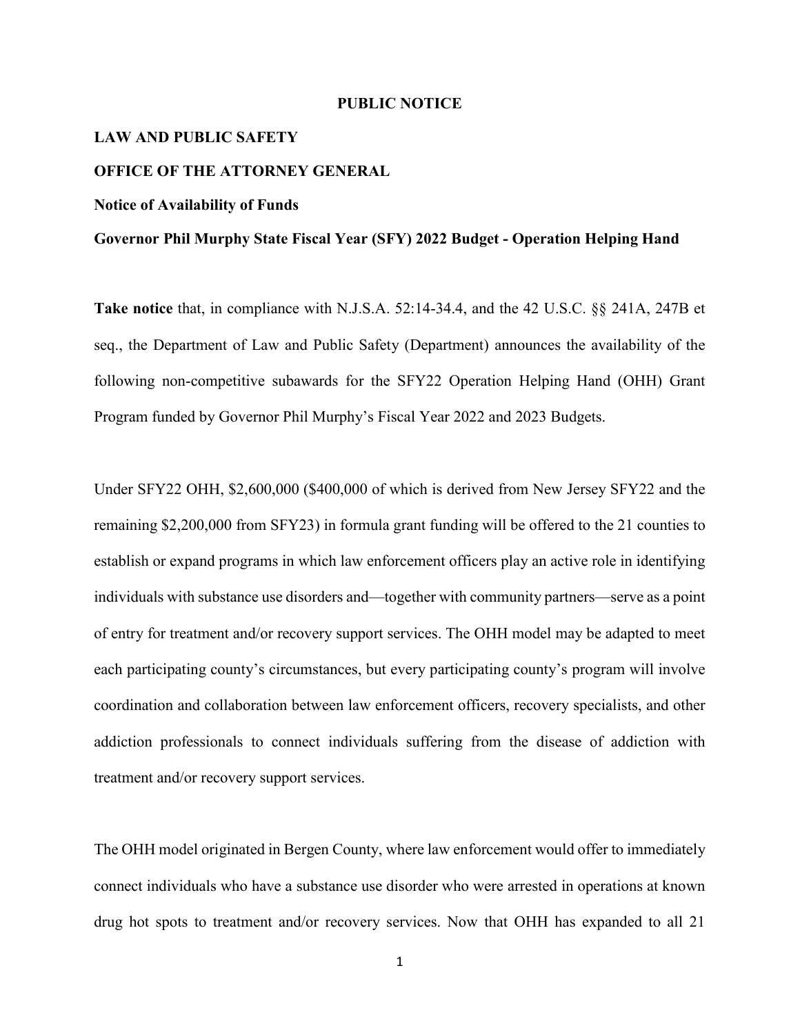# PUBLIC NOTICE

**LAW AND PUBLIC SAFETY**

**OFFICE OF THE ATTORNEY GENERAL**

**Notice of Availability of Funds**

**Governor Phil Murphy State Fiscal Year (SFY) 2022 Budget - Operation Helping Hand**

**Take notice** that, in compliance with N.J.S.A. 52:14-34.4, and the 42 U.S.C. §§ 241A, 247B et seq., the Department of Law and Public Safety (Department) announces the availability of the following non-competitive subawards for the SFY22 Operation Helping Hand (OHH) Grant Program funded by Governor Phil Murphy's Fiscal Year 2022 and 2023 Budgets.

Under SFY22 OHH, $2,600,000 ($400,000 of which is derived from New Jersey SFY22 and the remaining $2,200,000 from SFY23) in formula grant funding will be offered to the 21 counties to establish or expand programs in which law enforcement officers play an active role in identifying individuals with substance use disorders and—together with community partners—serve as a point of entry for treatment and/or recovery support services. The OHH model may be adapted to meet each participating county's circumstances, but every participating county's program will involve coordination and collaboration between law enforcement officers, recovery specialists, and other addiction professionals to connect individuals suffering from the disease of addiction with treatment and/or recovery support services.

The OHH model originated in Bergen County, where law enforcement would offer to immediately connect individuals who have a substance use disorder who were arrested in operations at known drug hot spots to treatment and/or recovery services. Now that OHH has expanded to all 21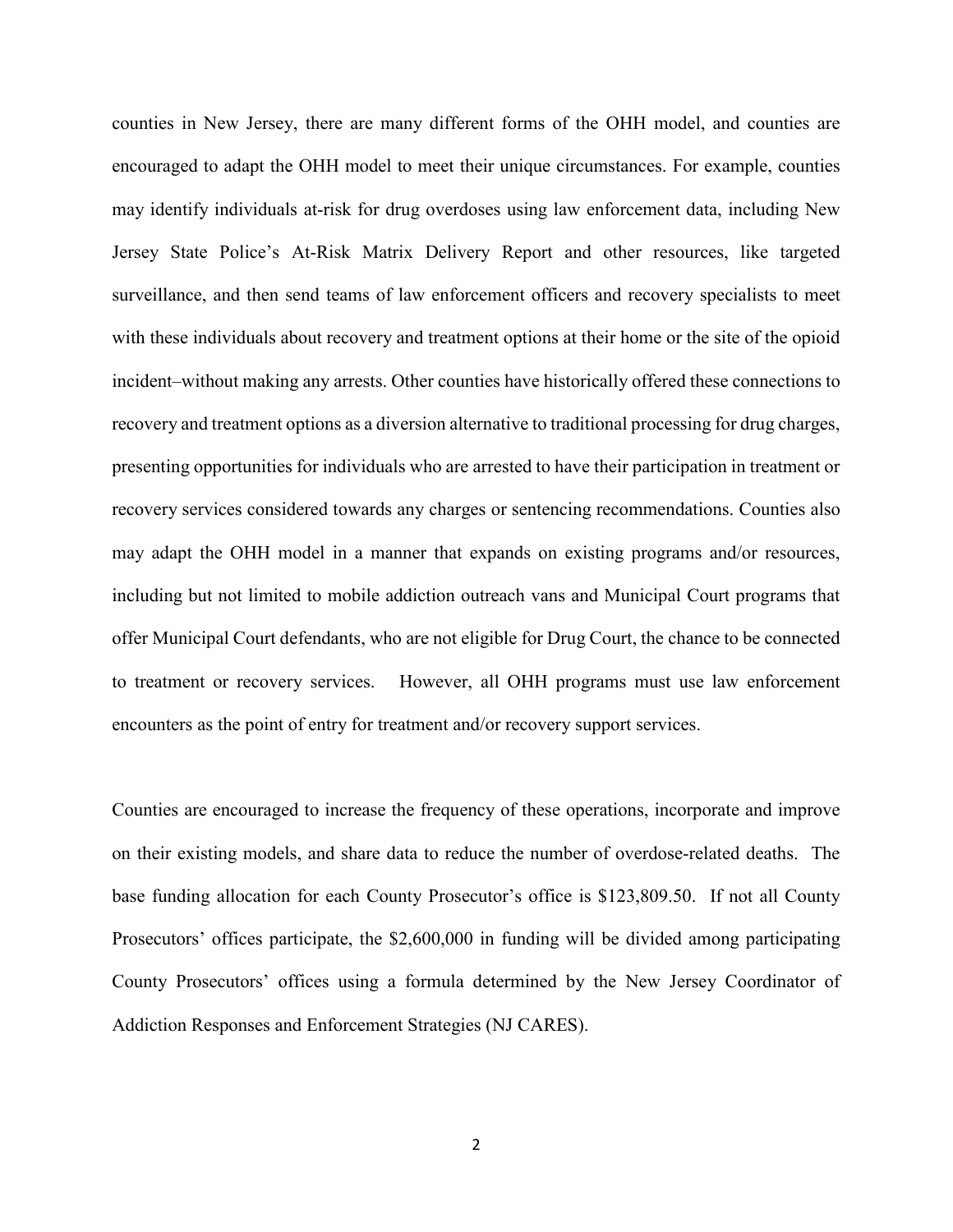counties in New Jersey, there are many different forms of the OHH model, and counties are encouraged to adapt the OHH model to meet their unique circumstances. For example, counties may identify individuals at-risk for drug overdoses using law enforcement data, including New Jersey State Police's At-Risk Matrix Delivery Report and other resources, like targeted surveillance, and then send teams of law enforcement officers and recovery specialists to meet with these individuals about recovery and treatment options at their home or the site of the opioid incident–without making any arrests. Other counties have historically offered these connections to recovery and treatment options as a diversion alternative to traditional processing for drug charges, presenting opportunities for individuals who are arrested to have their participation in treatment or recovery services considered towards any charges or sentencing recommendations. Counties also may adapt the OHH model in a manner that expands on existing programs and/or resources, including but not limited to mobile addiction outreach vans and Municipal Court programs that offer Municipal Court defendants, who are not eligible for Drug Court, the chance to be connected to treatment or recovery services. However, all OHH programs must use law enforcement encounters as the point of entry for treatment and/or recovery support services.

Counties are encouraged to increase the frequency of these operations, incorporate and improve on their existing models, and share data to reduce the number of overdose-related deaths. The base funding allocation for each County Prosecutor's office is $123,809.50. If not all County Prosecutors' offices participate, the $2,600,000 in funding will be divided among participating County Prosecutors' offices using a formula determined by the New Jersey Coordinator of Addiction Responses and Enforcement Strategies (NJ CARES).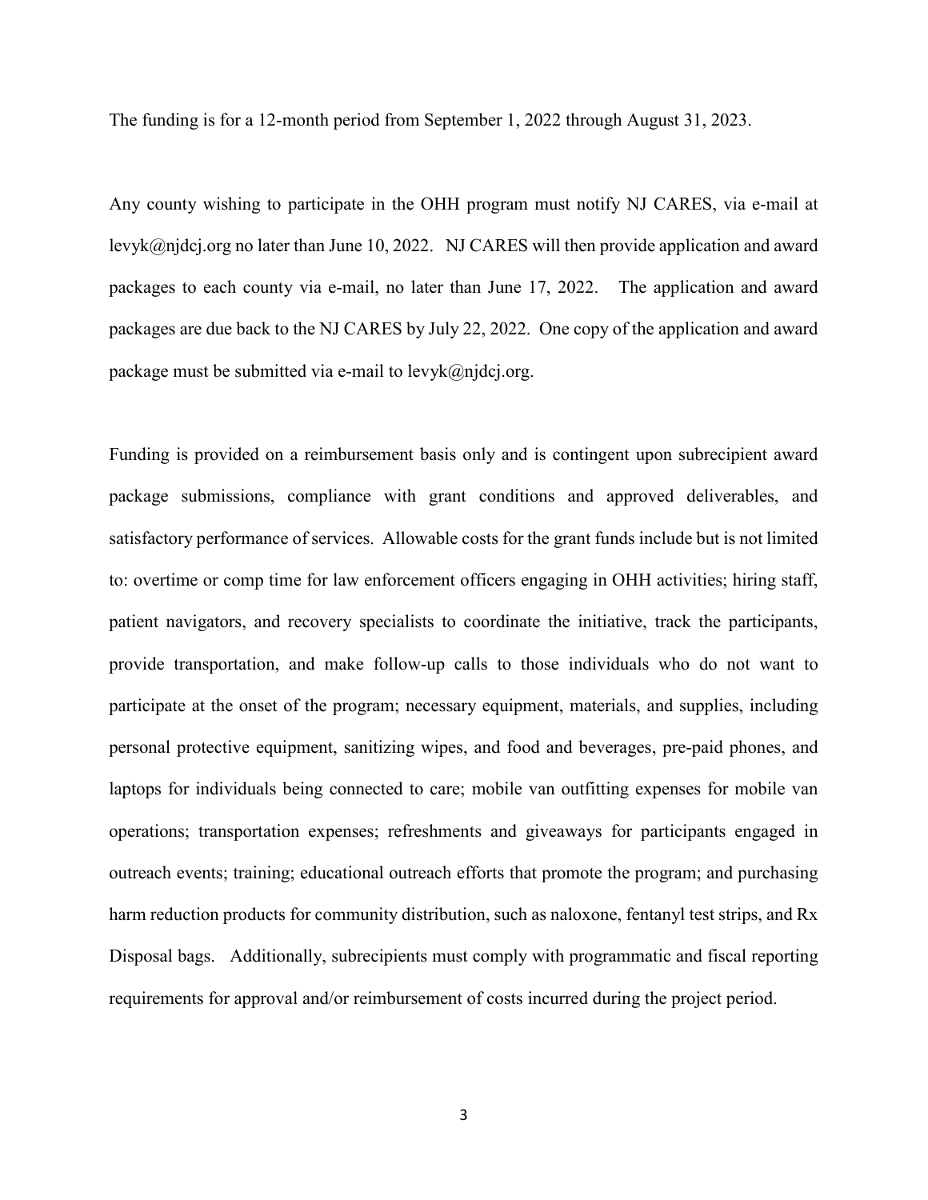The funding is for a 12-month period from September 1, 2022 through August 31, 2023.

Any county wishing to participate in the OHH program must notify NJ CARES, via e-mail at levyk@njdcj.org no later than June 10, 2022. NJ CARES will then provide application and award packages to each county via e-mail, no later than June 17, 2022. The application and award packages are due back to the NJ CARES by July 22, 2022. One copy of the application and award package must be submitted via e-mail to levyk@njdcj.org.

Funding is provided on a reimbursement basis only and is contingent upon subrecipient award package submissions, compliance with grant conditions and approved deliverables, and satisfactory performance of services. Allowable costs for the grant funds include but is not limited to: overtime or comp time for law enforcement officers engaging in OHH activities; hiring staff, patient navigators, and recovery specialists to coordinate the initiative, track the participants, provide transportation, and make follow-up calls to those individuals who do not want to participate at the onset of the program; necessary equipment, materials, and supplies, including personal protective equipment, sanitizing wipes, and food and beverages, pre-paid phones, and laptops for individuals being connected to care; mobile van outfitting expenses for mobile van operations; transportation expenses; refreshments and giveaways for participants engaged in outreach events; training; educational outreach efforts that promote the program; and purchasing harm reduction products for community distribution, such as naloxone, fentanyl test strips, and Rx Disposal bags. Additionally, subrecipients must comply with programmatic and fiscal reporting requirements for approval and/or reimbursement of costs incurred during the project period.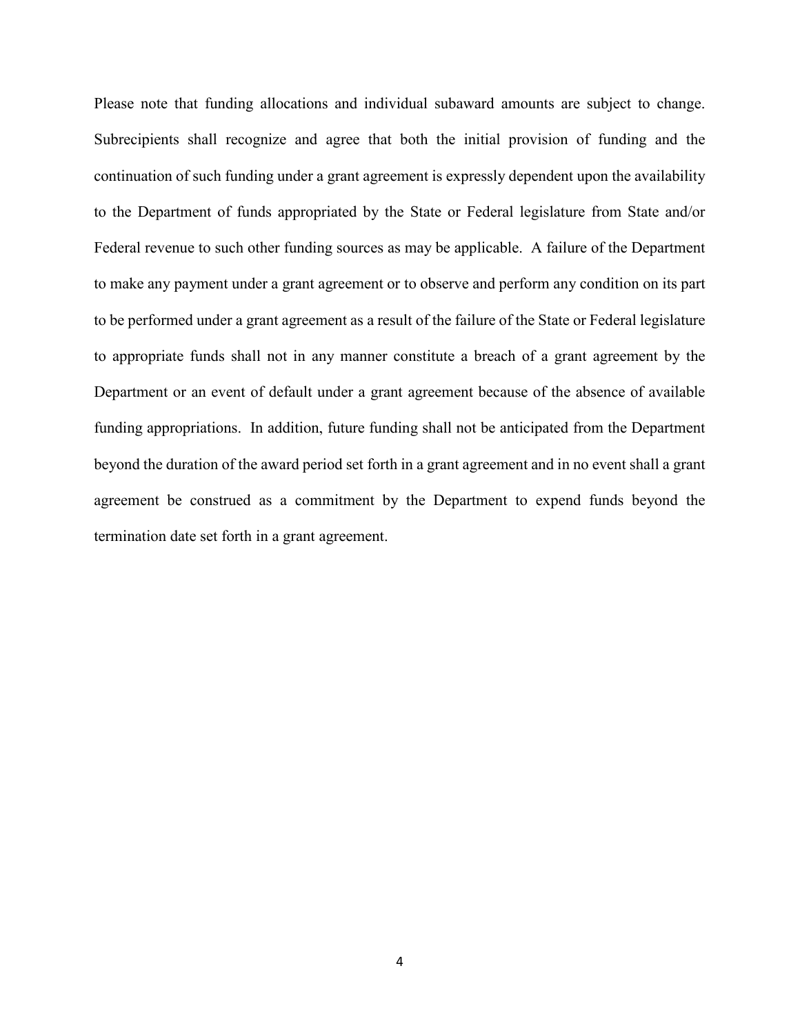Please note that funding allocations and individual subaward amounts are subject to change. Subrecipients shall recognize and agree that both the initial provision of funding and the continuation of such funding under a grant agreement is expressly dependent upon the availability to the Department of funds appropriated by the State or Federal legislature from State and/or Federal revenue to such other funding sources as may be applicable. A failure of the Department to make any payment under a grant agreement or to observe and perform any condition on its part to be performed under a grant agreement as a result of the failure of the State or Federal legislature to appropriate funds shall not in any manner constitute a breach of a grant agreement by the Department or an event of default under a grant agreement because of the absence of available funding appropriations. In addition, future funding shall not be anticipated from the Department beyond the duration of the award period set forth in a grant agreement and in no event shall a grant agreement be construed as a commitment by the Department to expend funds beyond the termination date set forth in a grant agreement.